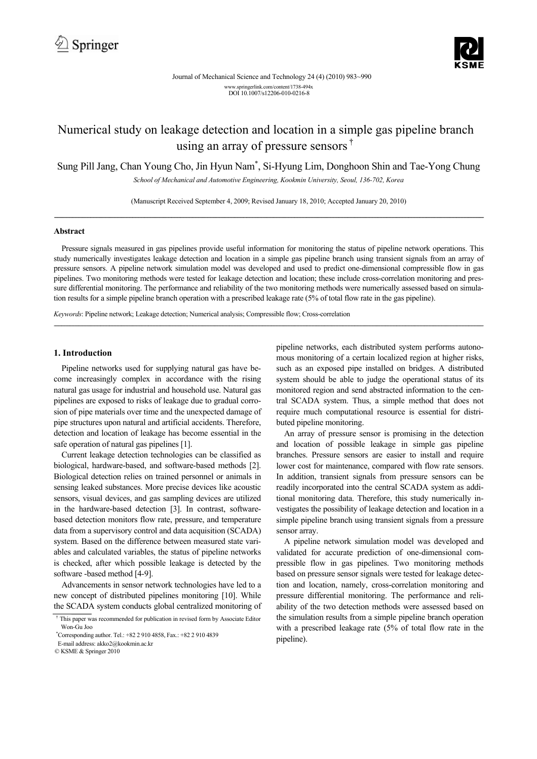# Numerical study on leakage detection and location in a simple gas pipeline branch using an array of pressure sensors [†]

Sung Pill Jang, Chan Young Cho, Jin Hyun Nam[*], Si-Hyung Lim, Donghoon Shin and Tae-Yong Chung

*School of Mechanical and Automotive Engineering, Kookmin University, Seoul, 136-702, Korea*

(Manuscript Received September 4, 2009; Revised January 18, 2010; Accepted January 20, 2010)

---

### Abstract

Pressure signals measured in gas pipelines provide useful information for monitoring the status of pipeline network operations. This study numerically investigates leakage detection and location in a simple gas pipeline branch using transient signals from an array of pressure sensors. A pipeline network simulation model was developed and used to predict one-dimensional compressible flow in gas pipelines. Two monitoring methods were tested for leakage detection and location; these include cross-correlation monitoring and pressure differential monitoring. The performance and reliability of the two monitoring methods were numerically assessed based on simulation results for a simple pipeline branch operation with a prescribed leakage rate (5% of total flow rate in the gas pipeline).

*Keywords*: Pipeline network; Leakage detection; Numerical analysis; Compressible flow; Cross-correlation

---

## 1. Introduction

Pipeline networks used for supplying natural gas have become increasingly complex in accordance with the rising natural gas usage for industrial and household use. Natural gas pipelines are exposed to risks of leakage due to gradual corrosion of pipe materials over time and the unexpected damage of pipe structures upon natural and artificial accidents. Therefore, detection and location of leakage has become essential in the safe operation of natural gas pipelines [1].

Current leakage detection technologies can be classified as biological, hardware-based, and software-based methods [2]. Biological detection relies on trained personnel or animals in sensing leaked substances. More precise devices like acoustic sensors, visual devices, and gas sampling devices are utilized in the hardware-based detection [3]. In contrast, software-based detection monitors flow rate, pressure, and temperature data from a supervisory control and data acquisition (SCADA) system. Based on the difference between measured state variables and calculated variables, the status of pipeline networks is checked, after which possible leakage is detected by the software -based method [4-9].

Advancements in sensor network technologies have led to a new concept of distributed pipelines monitoring [10]. While the SCADA system conducts global centralized monitoring of pipeline networks, each distributed system performs autonomous monitoring of a certain localized region at higher risks, such as an exposed pipe installed on bridges. A distributed system should be able to judge the operational status of its monitored region and send abstracted information to the central SCADA system. Thus, a simple method that does not require much computational resource is essential for distributed pipeline monitoring.

An array of pressure sensor is promising in the detection and location of possible leakage in simple gas pipeline branches. Pressure sensors are easier to install and require lower cost for maintenance, compared with flow rate sensors. In addition, transient signals from pressure sensors can be readily incorporated into the central SCADA system as additional monitoring data. Therefore, this study numerically investigates the possibility of leakage detection and location in a simple pipeline branch using transient signals from a pressure sensor array.

A pipeline network simulation model was developed and validated for accurate prediction of one-dimensional compressible flow in gas pipelines. Two monitoring methods based on pressure sensor signals were tested for leakage detection and location, namely, cross-correlation monitoring and pressure differential monitoring. The performance and reliability of the two detection methods were assessed based on the simulation results from a simple pipeline branch operation with a prescribed leakage rate (5% of total flow rate in the pipeline).

---

[†] This paper was recommended for publication in revised form by Associate Editor Won-Gu Joo

[*] Corresponding author. Tel.: +82 2 910 4858, Fax.: +82 2 910 4839
E-mail address: akko2@kookmin.ac.kr

© KSME & Springer 2010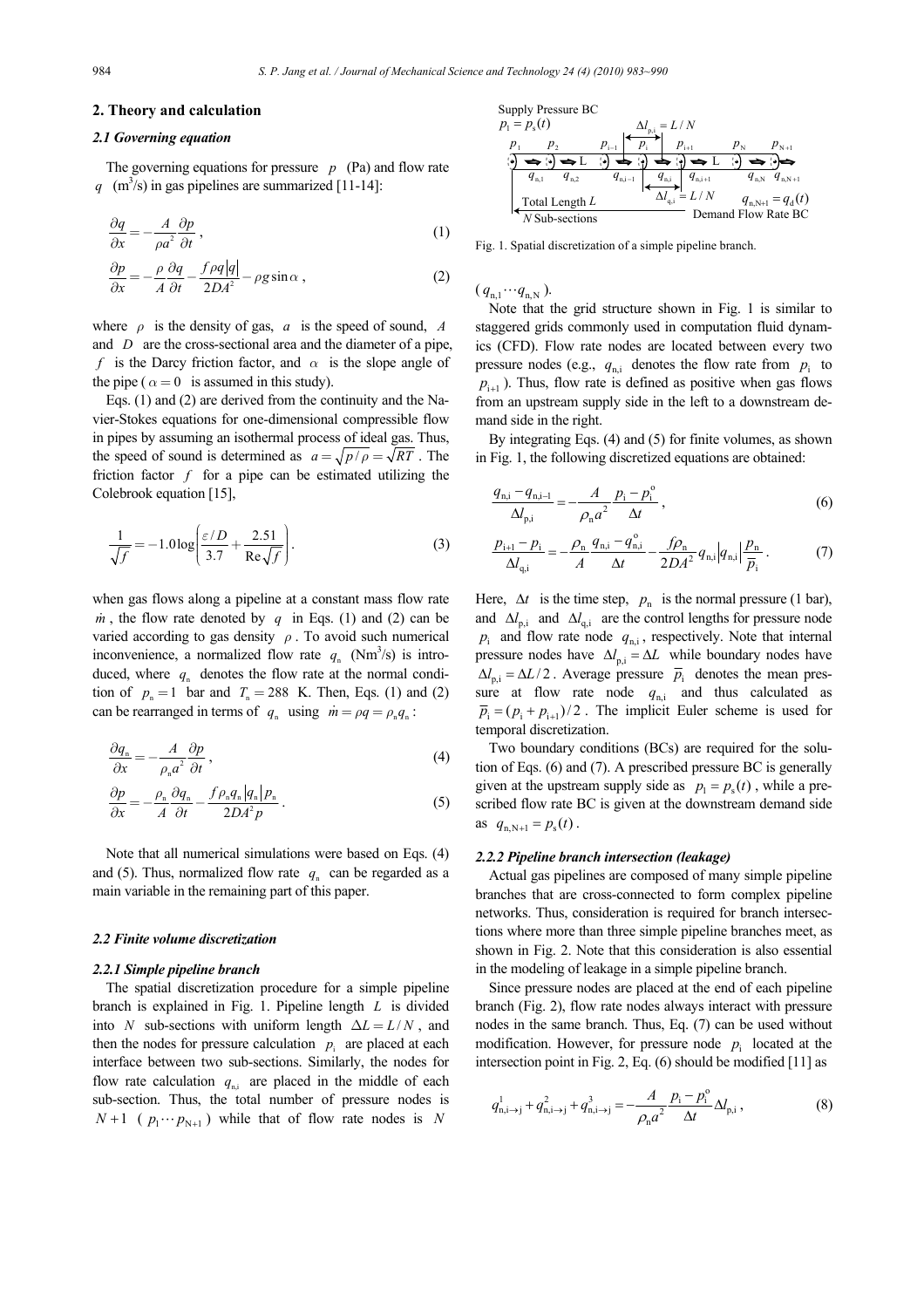## 2. Theory and calculation

### 2.1 Governing equation

The governing equations for pressure $p$ (Pa) and flow rate $q$ ($m^3$/s) in gas pipelines are summarized [11-14]:

$$\frac{\partial q}{\partial x} = -\frac{A}{\rho a^2}\frac{\partial p}{\partial t}, \tag{1}$$

$$\frac{\partial p}{\partial x} = -\frac{\rho}{A}\frac{\partial q}{\partial t} - \frac{f\rho q|q|}{2DA^2} - \rho g \sin\alpha, \tag{2}$$

where $\rho$ is the density of gas, $a$ is the speed of sound, $A$ and $D$ are the cross-sectional area and the diameter of a pipe, $f$ is the Darcy friction factor, and $\alpha$ is the slope angle of the pipe ($\alpha = 0$ is assumed in this study).

Eqs. (1) and (2) are derived from the continuity and the Navier-Stokes equations for one-dimensional compressible flow in pipes by assuming an isothermal process of ideal gas. Thus, the speed of sound is determined as $a = \sqrt{p/\rho} = \sqrt{RT}$. The friction factor $f$ for a pipe can be estimated utilizing the Colebrook equation [15],

$$\frac{1}{\sqrt{f}} = -1.0\log\left(\frac{\varepsilon/D}{3.7} + \frac{2.51}{\mathrm{Re}\sqrt{f}}\right). \tag{3}$$

when gas flows along a pipeline at a constant mass flow rate $\dot{m}$, the flow rate denoted by $q$ in Eqs. (1) and (2) can be varied according to gas density $\rho$. To avoid such numerical inconvenience, a normalized flow rate $q_n$ ($Nm^3$/s) is introduced, where $q_n$ denotes the flow rate at the normal condition of $p_n = 1$ bar and $T_n = 288$ K. Then, Eqs. (1) and (2) can be rearranged in terms of $q_n$ using $\dot{m} = \rho q = \rho_n q_n$:

$$\frac{\partial q_n}{\partial x} = -\frac{A}{\rho_n a^2}\frac{\partial p}{\partial t}, \tag{4}$$

$$\frac{\partial p}{\partial x} = -\frac{\rho_n}{A}\frac{\partial q_n}{\partial t} - \frac{f\rho_n q_n|q_n|p_n}{2DA^2 p}. \tag{5}$$

Note that all numerical simulations were based on Eqs. (4) and (5). Thus, normalized flow rate $q_n$ can be regarded as a main variable in the remaining part of this paper.

### 2.2 Finite volume discretization

#### 2.2.1 Simple pipeline branch

The spatial discretization procedure for a simple pipeline branch is explained in Fig. 1. Pipeline length $L$ is divided into $N$ sub-sections with uniform length $\Delta L = L/N$, and then the nodes for pressure calculation $p_i$ are placed at each interface between two sub-sections. Similarly, the nodes for flow rate calculation $q_{n,i}$ are placed in the middle of each sub-section. Thus, the total number of pressure nodes is $N+1$ ($p_1 \cdots p_{N+1}$) while that of flow rate nodes is $N$ ($q_{n,1} \cdots q_{n,N}$).

Fig. 1. Spatial discretization of a simple pipeline branch.

Note that the grid structure shown in Fig. 1 is similar to staggered grids commonly used in computation fluid dynamics (CFD). Flow rate nodes are located between every two pressure nodes (e.g., $q_{n,i}$ denotes the flow rate from $p_i$ to $p_{i+1}$). Thus, flow rate is defined as positive when gas flows from an upstream supply side in the left to a downstream demand side in the right.

By integrating Eqs. (4) and (5) for finite volumes, as shown in Fig. 1, the following discretized equations are obtained:

$$\frac{q_{n,i} - q_{n,i-1}}{\Delta l_{p,i}} = -\frac{A}{\rho_n a^2}\frac{p_i - p_i^o}{\Delta t}, \tag{6}$$

$$\frac{p_{i+1} - p_i}{\Delta l_{q,i}} = -\frac{\rho_n}{A}\frac{q_{n,i} - q_{n,i}^o}{\Delta t} - \frac{f\rho_n}{2DA^2} q_{n,i}|q_{n,i}|\frac{p_n}{\overline{p}_i}. \tag{7}$$

Here, $\Delta t$ is the time step, $p_n$ is the normal pressure (1 bar), and $\Delta l_{p,i}$ and $\Delta l_{q,i}$ are the control lengths for pressure node $p_i$ and flow rate node $q_{n,i}$, respectively. Note that internal pressure nodes have $\Delta l_{p,i} = \Delta L$ while boundary nodes have $\Delta l_{p,i} = \Delta L/2$. Average pressure $\overline{p}_i$ denotes the mean pressure at flow rate node $q_{n,i}$ and thus calculated as $\overline{p}_i = (p_i + p_{i+1})/2$. The implicit Euler scheme is used for temporal discretization.

Two boundary conditions (BCs) are required for the solution of Eqs. (6) and (7). A prescribed pressure BC is generally given at the upstream supply side as $p_1 = p_s(t)$, while a prescribed flow rate BC is given at the downstream demand side as $q_{n,N+1} = p_s(t)$.

#### 2.2.2 Pipeline branch intersection (leakage)

Actual gas pipelines are composed of many simple pipeline branches that are cross-connected to form complex pipeline networks. Thus, consideration is required for branch intersections where more than three simple pipeline branches meet, as shown in Fig. 2. Note that this consideration is also essential in the modeling of leakage in a simple pipeline branch.

Since pressure nodes are placed at the end of each pipeline branch (Fig. 2), flow rate nodes always interact with pressure nodes in the same branch. Thus, Eq. (7) can be used without modification. However, for pressure node $p_i$ located at the intersection point in Fig. 2, Eq. (6) should be modified [11] as

$$q^1_{n,i\to j} + q^2_{n,i\to j} + q^3_{n,i\to j} = -\frac{A}{\rho_n a^2}\frac{p_i - p_i^o}{\Delta t}\Delta l_{p,i}, \tag{8}$$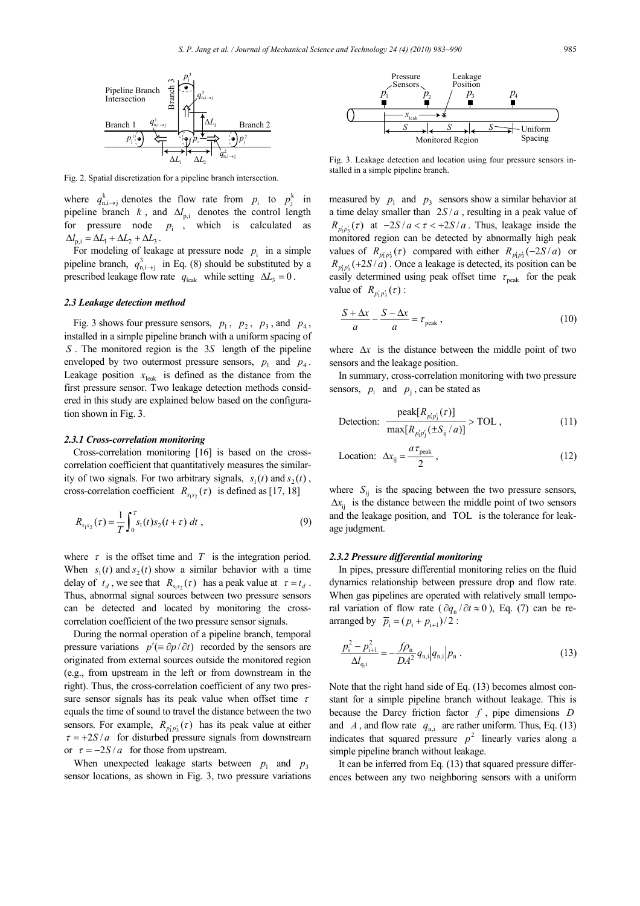Fig. 2. Spatial discretization for a pipeline branch intersection.

where $q^{k}_{n,i\rightarrow j}$ denotes the flow rate from $p_i$ to $p^{k}_{j}$ in pipeline branch $k$, and $\Delta l_{p,i}$ denotes the control length for pressure node $p_i$, which is calculated as $\Delta l_{p,i} = \Delta L_1 + \Delta L_2 + \Delta L_3$.

For modeling of leakage at pressure node $p_i$ in a simple pipeline branch, $q^{3}_{n,i\rightarrow j}$ in Eq. (8) should be substituted by a prescribed leakage flow rate $q_{leak}$ while setting $\Delta L_3 = 0$.

### 2.3 Leakage detection method

Fig. 3 shows four pressure sensors, $p_1$, $p_2$, $p_3$, and $p_4$, installed in a simple pipeline branch with a uniform spacing of $S$. The monitored region is the $3S$ length of the pipeline enveloped by two outermost pressure sensors, $p_1$ and $p_4$. Leakage position $x_{leak}$ is defined as the distance from the first pressure sensor. Two leakage detection methods considered in this study are explained below based on the configuration shown in Fig. 3.

#### 2.3.1 Cross-correlation monitoring

Cross-correlation monitoring [16] is based on the cross-correlation coefficient that quantitatively measures the similarity of two signals. For two arbitrary signals, $s_1(t)$ and $s_2(t)$, cross-correlation coefficient $R_{s_1 s_2}(\tau)$ is defined as [17, 18]

$$R_{s_1 s_2}(\tau) = \frac{1}{T}\int_0^T s_1(t) s_2(t+\tau)\, dt , \tag{9}$$

where $\tau$ is the offset time and $T$ is the integration period. When $s_1(t)$ and $s_2(t)$ show a similar behavior with a time delay of $t_d$, we see that $R_{s_1 s_2}(\tau)$ has a peak value at $\tau = t_d$. Thus, abnormal signal sources between two pressure sensors can be detected and located by monitoring the cross-correlation coefficient of the two pressure sensor signals.

During the normal operation of a pipeline branch, temporal pressure variations $p'(\equiv \partial p/\partial t)$ recorded by the sensors are originated from external sources outside the monitored region (e.g., from upstream in the left or from downstream in the right). Thus, the cross-correlation coefficient of any two pressure sensor signals has its peak value when offset time $\tau$ equals the time of sound to travel the distance between the two sensors. For example, $R_{p'_1 p'_3}(\tau)$ has its peak value at either $\tau = +2S/a$ for disturbed pressure signals from downstream or $\tau = -2S/a$ for those from upstream.

When unexpected leakage starts between $p_1$ and $p_3$ sensor locations, as shown in Fig. 3, two pressure variations

Fig. 3. Leakage detection and location using four pressure sensors installed in a simple pipeline branch.

measured by $p_1$ and $p_3$ sensors show a similar behavior at a time delay smaller than $2S/a$, resulting in a peak value of $R_{p'_1 p'_3}(\tau)$ at $-2S/a < \tau < +2S/a$. Thus, leakage inside the monitored region can be detected by abnormally high peak values of $R_{p'_1 p'_3}(\tau)$ compared with either $R_{p'_1 p'_3}(-2S/a)$ or $R_{p'_1 p'_3}(+2S/a)$. Once a leakage is detected, its position can be easily determined using peak offset time $\tau_{peak}$ for the peak value of $R_{p'_1 p'_3}(\tau)$:

$$\frac{S+\Delta x}{a} - \frac{S-\Delta x}{a} = \tau_{peak} , \tag{10}$$

where $\Delta x$ is the distance between the middle point of two sensors and the leakage position.

In summary, cross-correlation monitoring with two pressure sensors, $p_i$ and $p_j$, can be stated as

$$\text{Detection: } \frac{\text{peak}[R_{p'_i p'_j}(\tau)]}{\max[R_{p'_i p'_j}(\pm S_{ij}/a)]} > \text{TOL} , \tag{11}$$

$$\text{Location: } \Delta x_{ij} = \frac{a\tau_{peak}}{2} , \tag{12}$$

where $S_{ij}$ is the spacing between the two pressure sensors, $\Delta x_{ij}$ is the distance between the middle point of two sensors and the leakage position, and TOL is the tolerance for leakage judgment.

#### 2.3.2 Pressure differential monitoring

In pipes, pressure differential monitoring relies on the fluid dynamics relationship between pressure drop and flow rate. When gas pipelines are operated with relatively small temporal variation of flow rate ($\partial q_n/\partial t \approx 0$), Eq. (7) can be rearranged by $\overline{p}_i = (p_i + p_{i+1})/2$:

$$\frac{p_i^2 - p_{i+1}^2}{\Delta l_{q,i}} = -\frac{f\rho_n}{DA^2} q_{n,i}\left|q_{n,i}\right| p_n . \tag{13}$$

Note that the right hand side of Eq. (13) becomes almost constant for a simple pipeline branch without leakage. This is because the Darcy friction factor $f$, pipe dimensions $D$ and $A$, and flow rate $q_{n,i}$ are rather uniform. Thus, Eq. (13) indicates that squared pressure $p^2$ linearly varies along a simple pipeline branch without leakage.

It can be inferred from Eq. (13) that squared pressure differences between any two neighboring sensors with a uniform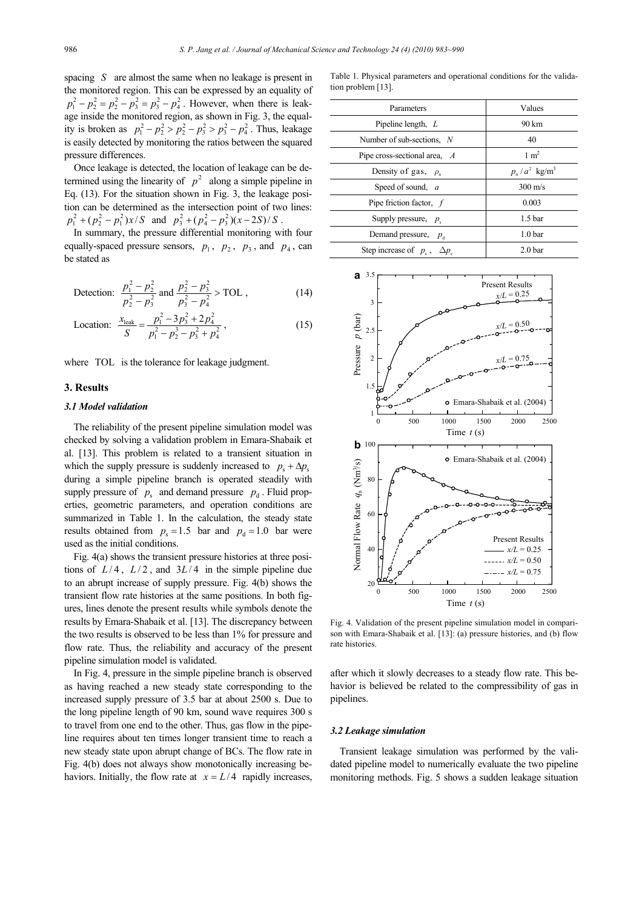spacing $S$ are almost the same when no leakage is present in the monitored region. This can be expressed by an equality of $p_1^2 - p_2^2 = p_2^2 - p_3^2 = p_3^2 - p_4^2$. However, when there is leakage inside the monitored region, as shown in Fig. 3, the equality is broken as $p_1^2 - p_2^2 > p_2^2 - p_3^2 > p_3^2 - p_4^2$. Thus, leakage is easily detected by monitoring the ratios between the squared pressure differences.

Once leakage is detected, the location of leakage can be determined using the linearity of $p^2$ along a simple pipeline in Eq. (13). For the situation shown in Fig. 3, the leakage position can be determined as the intersection point of two lines: $p_1^2 + (p_2^2 - p_1^2)x/S$ and $p_3^2 + (p_4^2 - p_3^2)(x-2S)/S$.

In summary, the pressure differential monitoring with four equally-spaced pressure sensors, $p_1$, $p_2$, $p_3$, and $p_4$, can be stated as

$$\text{Detection: } \frac{p_1^2 - p_2^2}{p_2^2 - p_3^2} \text{ and } \frac{p_2^2 - p_3^2}{p_3^2 - p_4^2} > \text{TOL}, \tag{14}$$

$$\text{Location: } \frac{x_{\text{leak}}}{S} = \frac{p_1^2 - 3p_3^2 + 2p_4^2}{p_1^2 - p_2^3 - p_3^2 + p_4^2}, \tag{15}$$

where TOL is the tolerance for leakage judgment.

## 3. Results

### 3.1 Model validation

The reliability of the present pipeline simulation model was checked by solving a validation problem in Emara-Shabaik et al. [13]. This problem is related to a transient situation in which the supply pressure is suddenly increased to $p_s + \Delta p_s$ during a simple pipeline branch is operated steadily with supply pressure of $p_s$ and demand pressure $p_d$. Fluid properties, geometric parameters, and operation conditions are summarized in Table 1. In the calculation, the steady state results obtained from $p_s = 1.5$ bar and $p_d = 1.0$ bar were used as the initial conditions.

Fig. 4(a) shows the transient pressure histories at three positions of $L/4$, $L/2$, and $3L/4$ in the simple pipeline due to an abrupt increase of supply pressure. Fig. 4(b) shows the transient flow rate histories at the same positions. In both figures, lines denote the present results while symbols denote the results by Emara-Shabaik et al. [13]. The discrepancy between the two results is observed to be less than 1% for pressure and flow rate. Thus, the reliability and accuracy of the present pipeline simulation model is validated.

In Fig. 4, pressure in the simple pipeline branch is observed as having reached a new steady state corresponding to the increased supply pressure of 3.5 bar at about 2500 s. Due to the long pipeline length of 90 km, sound wave requires 300 s to travel from one end to the other. Thus, gas flow in the pipeline requires about ten times longer transient time to reach a new steady state upon abrupt change of BCs. The flow rate in Fig. 4(b) does not always show monotonically increasing behaviors. Initially, the flow rate at $x = L/4$ rapidly increases, after which it slowly decreases to a steady flow rate. This behavior is believed be related to the compressibility of gas in pipelines.

Table 1. Physical parameters and operational conditions for the validation problem [13].

| Parameters | Values |
|---|---|
| Pipeline length, $L$ | 90 km |
| Number of sub-sections, $N$ | 40 |
| Pipe cross-sectional area, $A$ | 1 m$^2$ |
| Density of gas, $\rho_n$ | $p_n/a^2$ kg/m$^3$ |
| Speed of sound, $a$ | 300 m/s |
| Pipe friction factor, $f$ | 0.003 |
| Supply pressure, $p_s$ | 1.5 bar |
| Demand pressure, $p_d$ | 1.0 bar |
| Step increase of $p_s$, $\Delta p_s$ | 2.0 bar |

Fig. 4. Validation of the present pipeline simulation model in comparison with Emara-Shabaik et al. [13]: (a) pressure histories, and (b) flow rate histories.

### 3.2 Leakage simulation

Transient leakage simulation was performed by the validated pipeline model to numerically evaluate the two pipeline monitoring methods. Fig. 5 shows a sudden leakage situation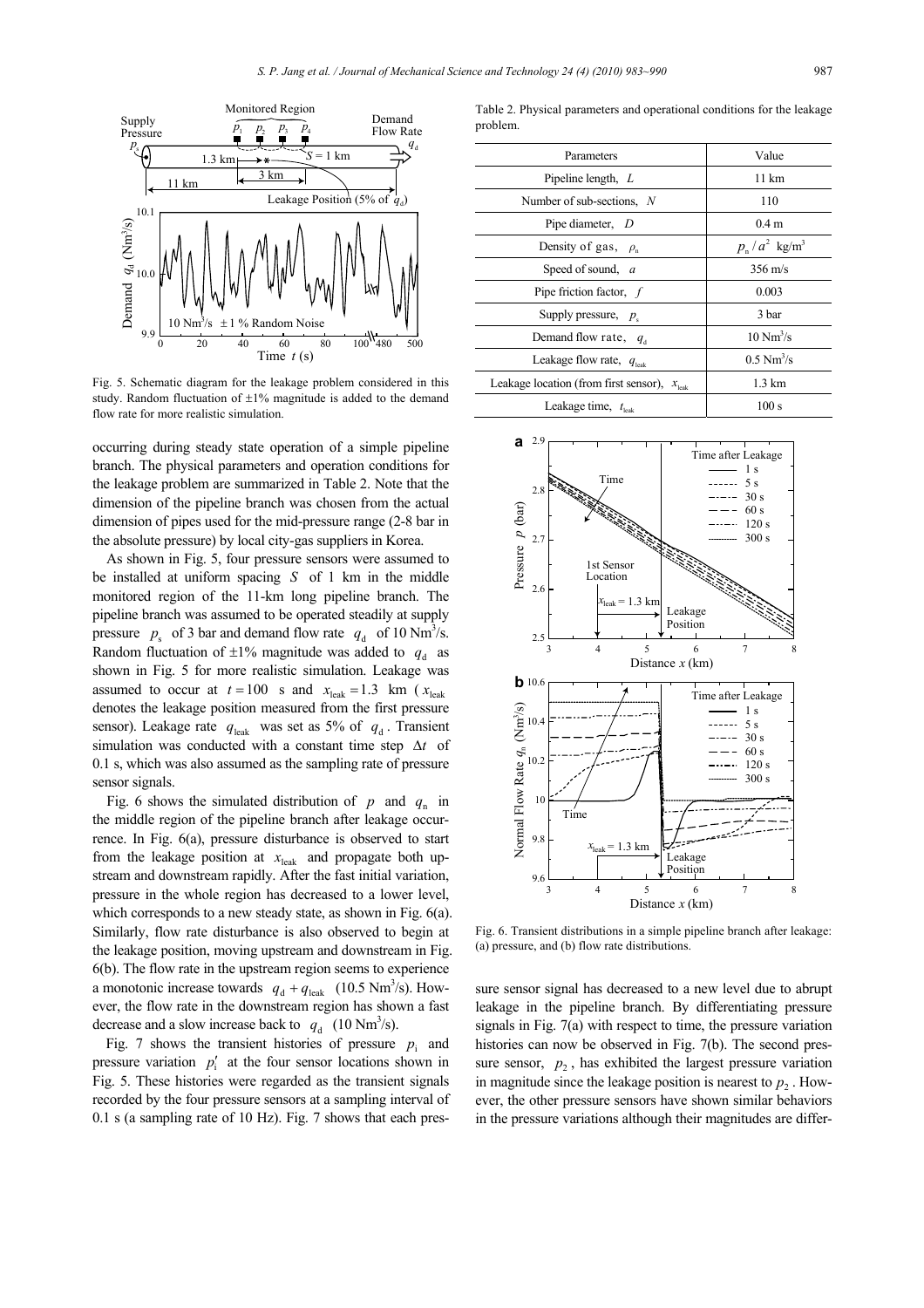Fig. 5. Schematic diagram for the leakage problem considered in this study. Random fluctuation of ±1% magnitude is added to the demand flow rate for more realistic simulation.

occurring during steady state operation of a simple pipeline branch. The physical parameters and operation conditions for the leakage problem are summarized in Table 2. Note that the dimension of the pipeline branch was chosen from the actual dimension of pipes used for the mid-pressure range (2-8 bar in the absolute pressure) by local city-gas suppliers in Korea.

As shown in Fig. 5, four pressure sensors were assumed to be installed at uniform spacing $S$ of 1 km in the middle monitored region of the 11-km long pipeline branch. The pipeline branch was assumed to be operated steadily at supply pressure $p_s$ of 3 bar and demand flow rate $q_d$ of 10 Nm$^3$/s. Random fluctuation of ±1% magnitude was added to $q_d$ as shown in Fig. 5 for more realistic simulation. Leakage was assumed to occur at $t = 100$ s and $x_{leak} = 1.3$ km ($x_{leak}$ denotes the leakage position measured from the first pressure sensor). Leakage rate $q_{leak}$ was set as 5% of $q_d$. Transient simulation was conducted with a constant time step $\Delta t$ of 0.1 s, which was also assumed as the sampling rate of pressure sensor signals.

Fig. 6 shows the simulated distribution of $p$ and $q_n$ in the middle region of the pipeline branch after leakage occurrence. In Fig. 6(a), pressure disturbance is observed to start from the leakage position at $x_{leak}$ and propagate both upstream and downstream rapidly. After the fast initial variation, pressure in the whole region has decreased to a lower level, which corresponds to a new steady state, as shown in Fig. 6(a). Similarly, flow rate disturbance is also observed to begin at the leakage position, moving upstream and downstream in Fig. 6(b). The flow rate in the upstream region seems to experience a monotonic increase towards $q_d + q_{leak}$ (10.5 Nm$^3$/s). However, the flow rate in the downstream region has shown a fast decrease and a slow increase back to $q_d$ (10 Nm$^3$/s).

Fig. 7 shows the transient histories of pressure $p_i$ and pressure variation $p_i'$ at the four sensor locations shown in Fig. 5. These histories were regarded as the transient signals recorded by the four pressure sensors at a sampling interval of 0.1 s (a sampling rate of 10 Hz). Fig. 7 shows that each pressure sensor signal has decreased to a new level due to abrupt leakage in the pipeline branch. By differentiating pressure signals in Fig. 7(a) with respect to time, the pressure variation histories can now be observed in Fig. 7(b). The second pressure sensor, $p_2$, has exhibited the largest pressure variation in magnitude since the leakage position is nearest to $p_2$. However, the other pressure sensors have shown similar behaviors in the pressure variations although their magnitudes are differ-

Table 2. Physical parameters and operational conditions for the leakage problem.

| Parameters | Value |
|---|---|
| Pipeline length, $L$ | 11 km |
| Number of sub-sections, $N$ | 110 |
| Pipe diameter, $D$ | 0.4 m |
| Density of gas, $\rho_n$ | $p_n / a^2$ kg/m$^3$ |
| Speed of sound, $a$ | 356 m/s |
| Pipe friction factor, $f$ | 0.003 |
| Supply pressure, $p_s$ | 3 bar |
| Demand flow rate, $q_d$ | 10 Nm$^3$/s |
| Leakage flow rate, $q_{leak}$ | 0.5 Nm$^3$/s |
| Leakage location (from first sensor), $x_{leak}$ | 1.3 km |
| Leakage time, $t_{leak}$ | 100 s |

Fig. 6. Transient distributions in a simple pipeline branch after leakage: (a) pressure, and (b) flow rate distributions.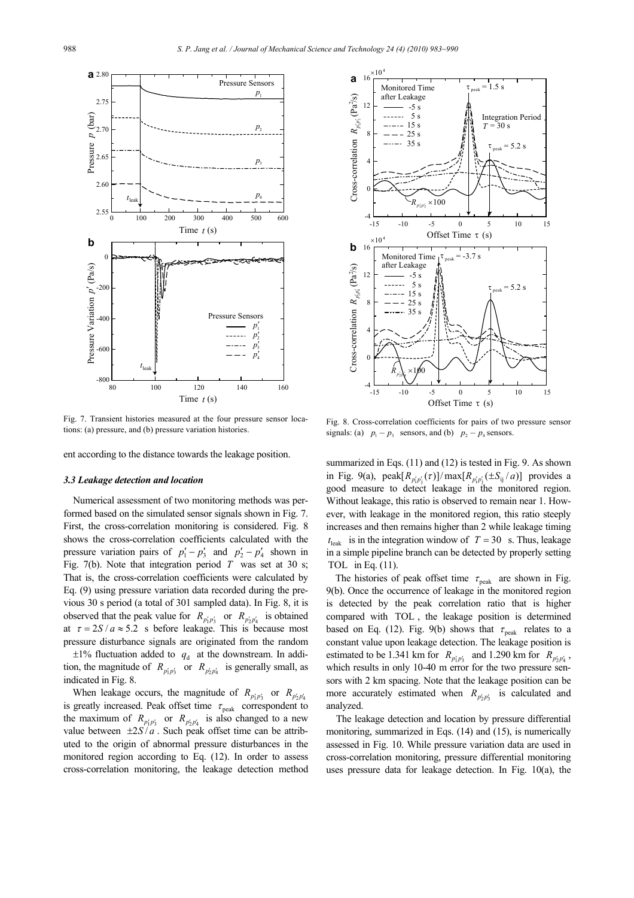Fig. 7. Transient histories measured at the four pressure sensor locations: (a) pressure, and (b) pressure variation histories.

Fig. 8. Cross-correlation coefficients for pairs of two pressure sensor signals: (a) $p_1 - p_3$ sensors, and (b) $p_2 - p_4$ sensors.

ent according to the distance towards the leakage position.

### 3.3 Leakage detection and location

Numerical assessment of two monitoring methods was performed based on the simulated sensor signals shown in Fig. 7. First, the cross-correlation monitoring is considered. Fig. 8 shows the cross-correlation coefficients calculated with the pressure variation pairs of $p_1' - p_3'$ and $p_2' - p_4'$ shown in Fig. 7(b). Note that integration period $T$ was set at 30 s; That is, the cross-correlation coefficients were calculated by Eq. (9) using pressure variation data recorded during the previous 30 s period (a total of 301 sampled data). In Fig. 8, it is observed that the peak value for $R_{p_1'p_3'}$ or $R_{p_2'p_4'}$ is obtained at $\tau = 2S/a \approx 5.2$ s before leakage. This is because most pressure disturbance signals are originated from the random $\pm 1\%$ fluctuation added to $q_d$ at the downstream. In addition, the magnitude of $R_{p_1'p_3'}$ or $R_{p_2'p_4'}$ is generally small, as indicated in Fig. 8.

When leakage occurs, the magnitude of $R_{p_1'p_3'}$ or $R_{p_2'p_4'}$ is greatly increased. Peak offset time $\tau_{\text{peak}}$ correspondent to the maximum of $R_{p_1'p_3'}$ or $R_{p_2'p_4'}$ is also changed to a new value between $\pm 2S/a$. Such peak offset time can be attributed to the origin of abnormal pressure disturbances in the monitored region according to Eq. (12). In order to assess cross-correlation monitoring, the leakage detection method summarized in Eqs. (11) and (12) is tested in Fig. 9. As shown in Fig. 9(a), $\text{peak}[R_{p_i'p_j'}(\tau)]/\max[R_{p_i'p_j'}(\pm S_{ij}/a)]$ provides a good measure to detect leakage in the monitored region. Without leakage, this ratio is observed to remain near 1. However, with leakage in the monitored region, this ratio steeply increases and then remains higher than 2 while leakage timing $t_{\text{leak}}$ is in the integration window of $T = 30$ s. Thus, leakage in a simple pipeline branch can be detected by properly setting TOL in Eq. (11).

The histories of peak offset time $\tau_{\text{peak}}$ are shown in Fig. 9(b). Once the occurrence of leakage in the monitored region is detected by the peak correlation ratio that is higher compared with TOL, the leakage position is determined based on Eq. (12). Fig. 9(b) shows that $\tau_{\text{peak}}$ relates to a constant value upon leakage detection. The leakage position is estimated to be 1.341 km for $R_{p_1'p_3'}$ and 1.290 km for $R_{p_2'p_4'}$, which results in only 10-40 m error for the two pressure sensors with 2 km spacing. Note that the leakage position can be more accurately estimated when $R_{p_2'p_3'}$ is calculated and analyzed.

The leakage detection and location by pressure differential monitoring, summarized in Eqs. (14) and (15), is numerically assessed in Fig. 10. While pressure variation data are used in cross-correlation monitoring, pressure differential monitoring uses pressure data for leakage detection. In Fig. 10(a), the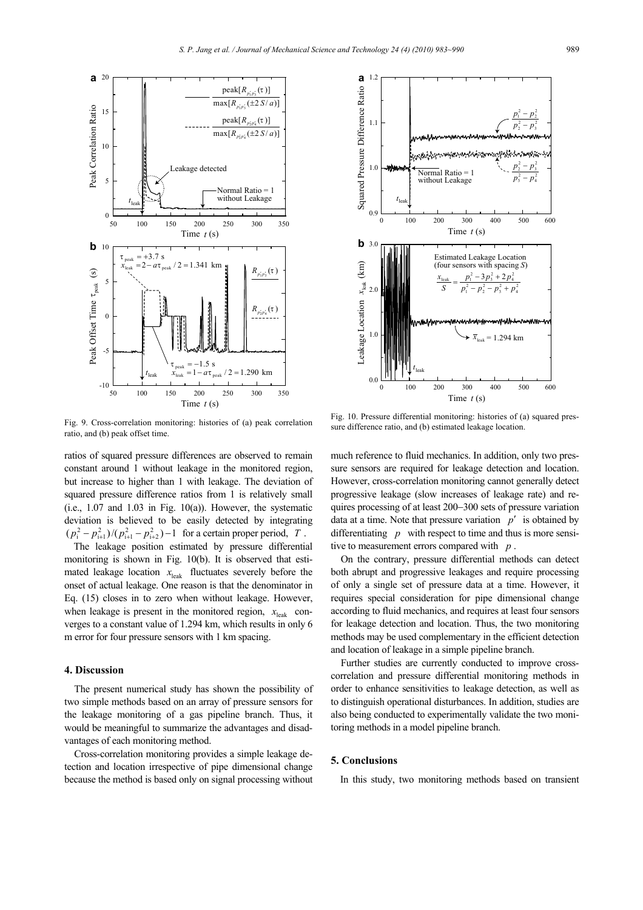Fig. 9. Cross-correlation monitoring: histories of (a) peak correlation ratio, and (b) peak offset time.

Fig. 10. Pressure differential monitoring: histories of (a) squared pressure difference ratio, and (b) estimated leakage location.

ratios of squared pressure differences are observed to remain constant around 1 without leakage in the monitored region, but increase to higher than 1 with leakage. The deviation of squared pressure difference ratios from 1 is relatively small (i.e., 1.07 and 1.03 in Fig. 10(a)). However, the systematic deviation is believed to be easily detected by integrating $(p_i^2 - p_{i+1}^2)/(p_{i+1}^2 - p_{i+2}^2) - 1$ for a certain proper period, $T$.

The leakage position estimated by pressure differential monitoring is shown in Fig. 10(b). It is observed that estimated leakage location $x_{\text{leak}}$ fluctuates severely before the onset of actual leakage. One reason is that the denominator in Eq. (15) closes in to zero when without leakage. However, when leakage is present in the monitored region, $x_{\text{leak}}$ converges to a constant value of 1.294 km, which results in only 6 m error for four pressure sensors with 1 km spacing.

## 4. Discussion

The present numerical study has shown the possibility of two simple methods based on an array of pressure sensors for the leakage monitoring of a gas pipeline branch. Thus, it would be meaningful to summarize the advantages and disadvantages of each monitoring method.

Cross-correlation monitoring provides a simple leakage detection and location irrespective of pipe dimensional change because the method is based only on signal processing without much reference to fluid mechanics. In addition, only two pressure sensors are required for leakage detection and location. However, cross-correlation monitoring cannot generally detect progressive leakage (slow increases of leakage rate) and requires processing of at least 200–300 sets of pressure variation data at a time. Note that pressure variation $p'$ is obtained by differentiating $p$ with respect to time and thus is more sensitive to measurement errors compared with $p$.

On the contrary, pressure differential methods can detect both abrupt and progressive leakages and require processing of only a single set of pressure data at a time. However, it requires special consideration for pipe dimensional change according to fluid mechanics, and requires at least four sensors for leakage detection and location. Thus, the two monitoring methods may be used complementary in the efficient detection and location of leakage in a simple pipeline branch.

Further studies are currently conducted to improve cross-correlation and pressure differential monitoring methods in order to enhance sensitivities to leakage detection, as well as to distinguish operational disturbances. In addition, studies are also being conducted to experimentally validate the two monitoring methods in a model pipeline branch.

## 5. Conclusions

In this study, two monitoring methods based on transient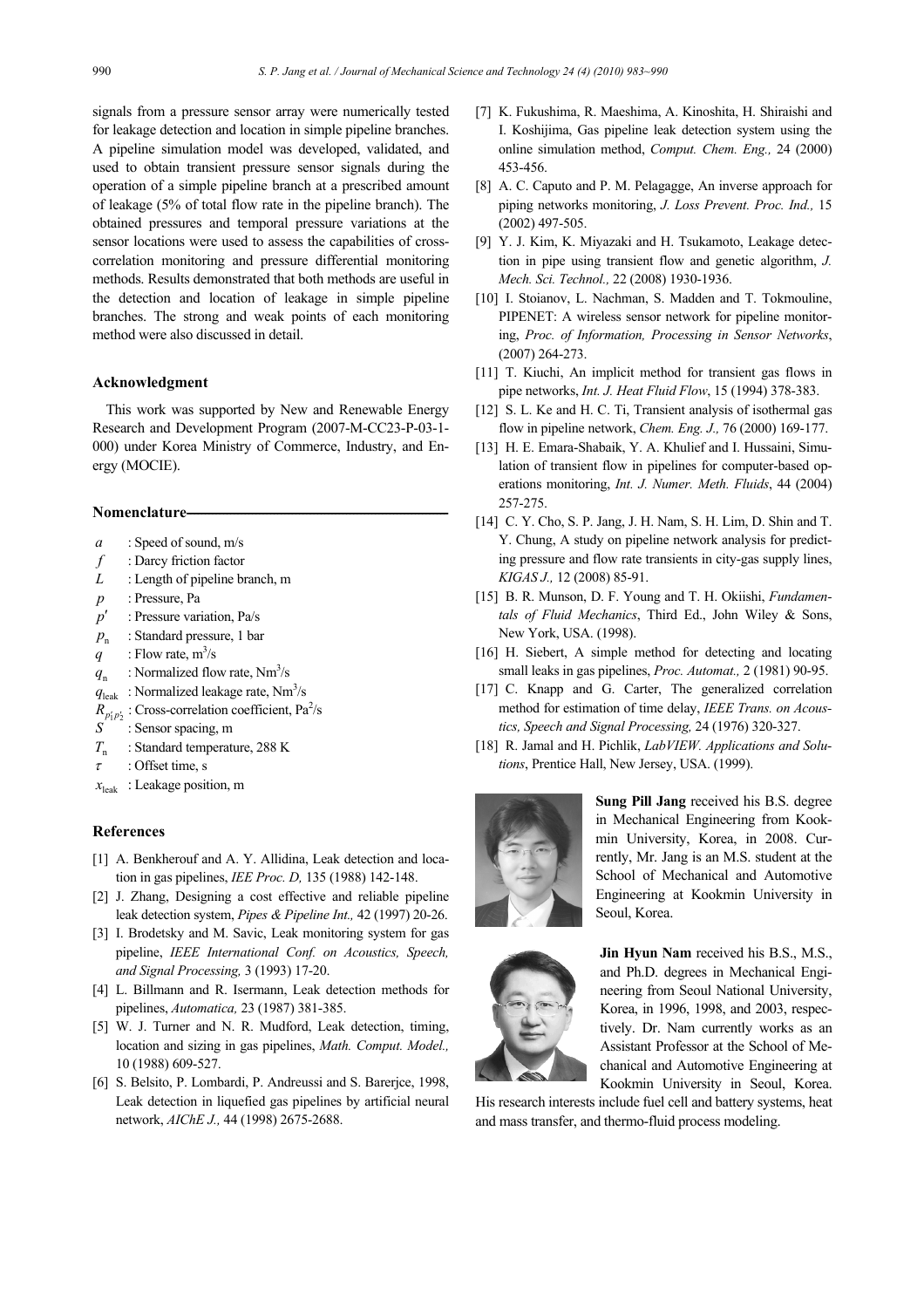signals from a pressure sensor array were numerically tested for leakage detection and location in simple pipeline branches. A pipeline simulation model was developed, validated, and used to obtain transient pressure sensor signals during the operation of a simple pipeline branch at a prescribed amount of leakage (5% of total flow rate in the pipeline branch). The obtained pressures and temporal pressure variations at the sensor locations were used to assess the capabilities of cross-correlation monitoring and pressure differential monitoring methods. Results demonstrated that both methods are useful in the detection and location of leakage in simple pipeline branches. The strong and weak points of each monitoring method were also discussed in detail.

### Acknowledgment

This work was supported by New and Renewable Energy Research and Development Program (2007-M-CC23-P-03-1-000) under Korea Ministry of Commerce, Industry, and Energy (MOCIE).

### Nomenclature

- $a$ : Speed of sound, m/s
- $f$ : Darcy friction factor
- $L$ : Length of pipeline branch, m
- $p$ : Pressure, Pa
- $p'$ : Pressure variation, Pa/s
- $p_n$ : Standard pressure, 1 bar
- $q$ : Flow rate, $m^3/s$
- $q_n$ : Normalized flow rate, $Nm^3/s$
- $q_{leak}$ : Normalized leakage rate, $Nm^3/s$
- $R_{p_1' p_2'}$ : Cross-correlation coefficient, $Pa^2/s$
- $S$ : Sensor spacing, m
- $T_n$ : Standard temperature, 288 K
- $\tau$ : Offset time, s
- $x_{leak}$ : Leakage position, m

### References

[1] A. Benkherouf and A. Y. Allidina, Leak detection and location in gas pipelines, *IEE Proc. D,* 135 (1988) 142-148.

[2] J. Zhang, Designing a cost effective and reliable pipeline leak detection system, *Pipes & Pipeline Int.,* 42 (1997) 20-26.

[3] I. Brodetsky and M. Savic, Leak monitoring system for gas pipeline, *IEEE International Conf. on Acoustics, Speech, and Signal Processing,* 3 (1993) 17-20.

[4] L. Billmann and R. Isermann, Leak detection methods for pipelines, *Automatica,* 23 (1987) 381-385.

[5] W. J. Turner and N. R. Mudford, Leak detection, timing, location and sizing in gas pipelines, *Math. Comput. Model.,* 10 (1988) 609-527.

[6] S. Belsito, P. Lombardi, P. Andreussi and S. Barerjce, 1998, Leak detection in liquefied gas pipelines by artificial neural network, *AIChE J.,* 44 (1998) 2675-2688.

[7] K. Fukushima, R. Maeshima, A. Kinoshita, H. Shiraishi and I. Koshijima, Gas pipeline leak detection system using the online simulation method, *Comput. Chem. Eng.,* 24 (2000) 453-456.

[8] A. C. Caputo and P. M. Pelagagge, An inverse approach for piping networks monitoring, *J. Loss Prevent. Proc. Ind.,* 15 (2002) 497-505.

[9] Y. J. Kim, K. Miyazaki and H. Tsukamoto, Leakage detection in pipe using transient flow and genetic algorithm, *J. Mech. Sci. Technol.,* 22 (2008) 1930-1936.

[10] I. Stoianov, L. Nachman, S. Madden and T. Tokmouline, PIPENET: A wireless sensor network for pipeline monitoring, *Proc. of Information, Processing in Sensor Networks*, (2007) 264-273.

[11] T. Kiuchi, An implicit method for transient gas flows in pipe networks, *Int. J. Heat Fluid Flow*, 15 (1994) 378-383.

[12] S. L. Ke and H. C. Ti, Transient analysis of isothermal gas flow in pipeline network, *Chem. Eng. J.,* 76 (2000) 169-177.

[13] H. E. Emara-Shabaik, Y. A. Khulief and I. Hussaini, Simulation of transient flow in pipelines for computer-based operations monitoring, *Int. J. Numer. Meth. Fluids*, 44 (2004) 257-275.

[14] C. Y. Cho, S. P. Jang, J. H. Nam, S. H. Lim, D. Shin and T. Y. Chung, A study on pipeline network analysis for predicting pressure and flow rate transients in city-gas supply lines, *KIGAS J.,* 12 (2008) 85-91.

[15] B. R. Munson, D. F. Young and T. H. Okiishi, *Fundamentals of Fluid Mechanics*, Third Ed., John Wiley & Sons, New York, USA. (1998).

[16] H. Siebert, A simple method for detecting and locating small leaks in gas pipelines, *Proc. Automat.,* 2 (1981) 90-95.

[17] C. Knapp and G. Carter, The generalized correlation method for estimation of time delay, *IEEE Trans. on Acoustics, Speech and Signal Processing,* 24 (1976) 320-327.

[18] R. Jamal and H. Pichlik, *LabVIEW. Applications and Solutions*, Prentice Hall, New Jersey, USA. (1999).

**Sung Pill Jang** received his B.S. degree in Mechanical Engineering from Kookmin University, Korea, in 2008. Currently, Mr. Jang is an M.S. student at the School of Mechanical and Automotive Engineering at Kookmin University in Seoul, Korea.

**Jin Hyun Nam** received his B.S., M.S., and Ph.D. degrees in Mechanical Engineering from Seoul National University, Korea, in 1996, 1998, and 2003, respectively. Dr. Nam currently works as an Assistant Professor at the School of Mechanical and Automotive Engineering at Kookmin University in Seoul, Korea. His research interests include fuel cell and battery systems, heat and mass transfer, and thermo-fluid process modeling.